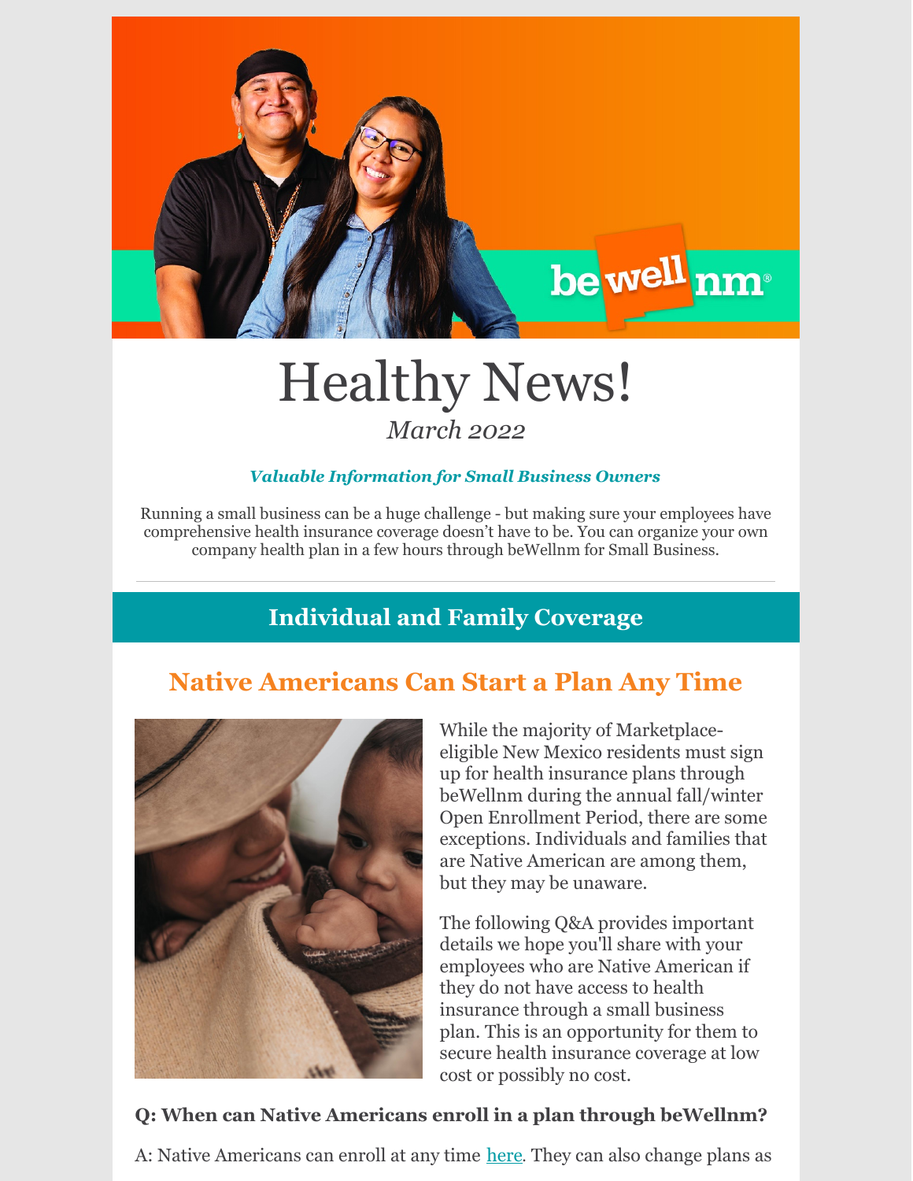# Healthy News!

*March 2022*

***Valuable Information for Small Business Owners***

Running a small business can be a huge challenge - but making sure your employees have comprehensive health insurance coverage doesn't have to be. You can organize your own company health plan in a few hours through beWellnm for Small Business.

---

## Individual and Family Coverage

### Native Americans Can Start a Plan Any Time

While the majority of Marketplace-eligible New Mexico residents must sign up for health insurance plans through beWellnm during the annual fall/winter Open Enrollment Period, there are some exceptions. Individuals and families that are Native American are among them, but they may be unaware.

The following Q&A provides important details we hope you'll share with your employees who are Native American if they do not have access to health insurance through a small business plan. This is an opportunity for them to secure health insurance coverage at low cost or possibly no cost.

**Q: When can Native Americans enroll in a plan through beWellnm?**

A: Native Americans can enroll at any time [here](). They can also change plans as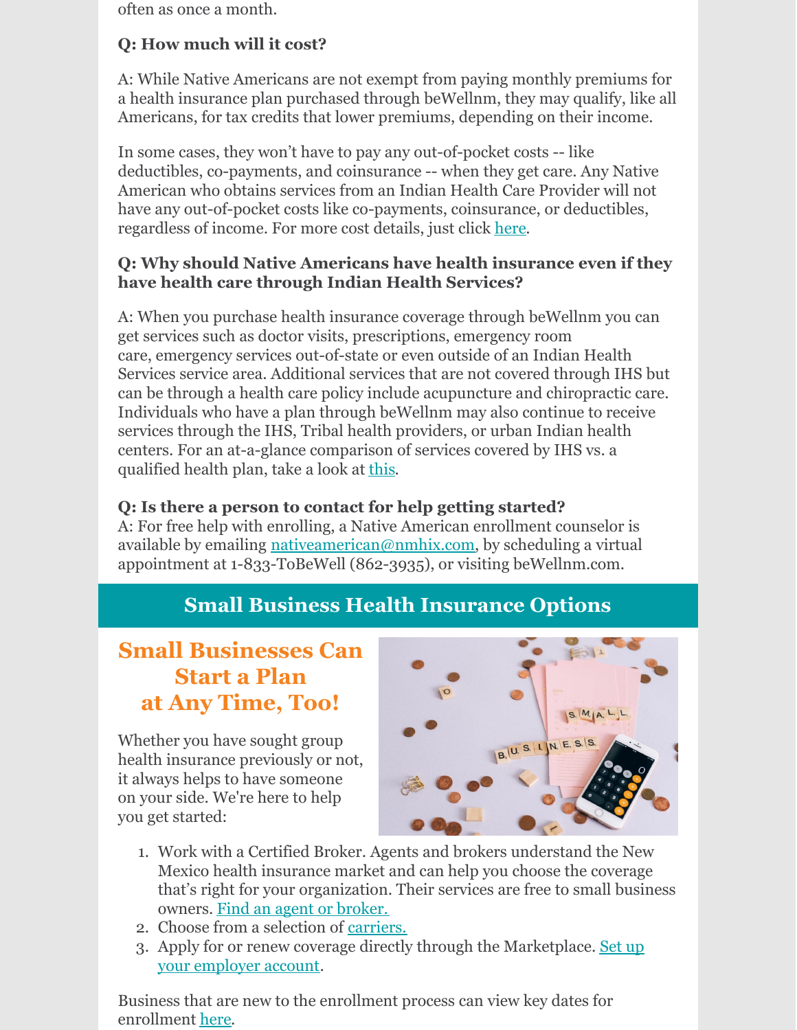often as once a month.

**Q: How much will it cost?**

A: While Native Americans are not exempt from paying monthly premiums for a health insurance plan purchased through beWellnm, they may qualify, like all Americans, for tax credits that lower premiums, depending on their income.

In some cases, they won't have to pay any out-of-pocket costs -- like deductibles, co-payments, and coinsurance -- when they get care. Any Native American who obtains services from an Indian Health Care Provider will not have any out-of-pocket costs like co-payments, coinsurance, or deductibles, regardless of income. For more cost details, just click here.

**Q: Why should Native Americans have health insurance even if they have health care through Indian Health Services?**

A: When you purchase health insurance coverage through beWellnm you can get services such as doctor visits, prescriptions, emergency room care, emergency services out-of-state or even outside of an Indian Health Services service area. Additional services that are not covered through IHS but can be through a health care policy include acupuncture and chiropractic care. Individuals who have a plan through beWellnm may also continue to receive services through the IHS, Tribal health providers, or urban Indian health centers. For an at-a-glance comparison of services covered by IHS vs. a qualified health plan, take a look at this.

**Q: Is there a person to contact for help getting started?**

A: For free help with enrolling, a Native American enrollment counselor is available by emailing nativeamerican@nmhix.com, by scheduling a virtual appointment at 1-833-ToBeWell (862-3935), or visiting beWellnm.com.

## Small Business Health Insurance Options

### Small Businesses Can Start a Plan at Any Time, Too!

Whether you have sought group health insurance previously or not, it always helps to have someone on your side. We're here to help you get started:

1. Work with a Certified Broker. Agents and brokers understand the New Mexico health insurance market and can help you choose the coverage that's right for your organization. Their services are free to small business owners. Find an agent or broker.
2. Choose from a selection of carriers.
3. Apply for or renew coverage directly through the Marketplace. Set up your employer account.

Business that are new to the enrollment process can view key dates for enrollment here.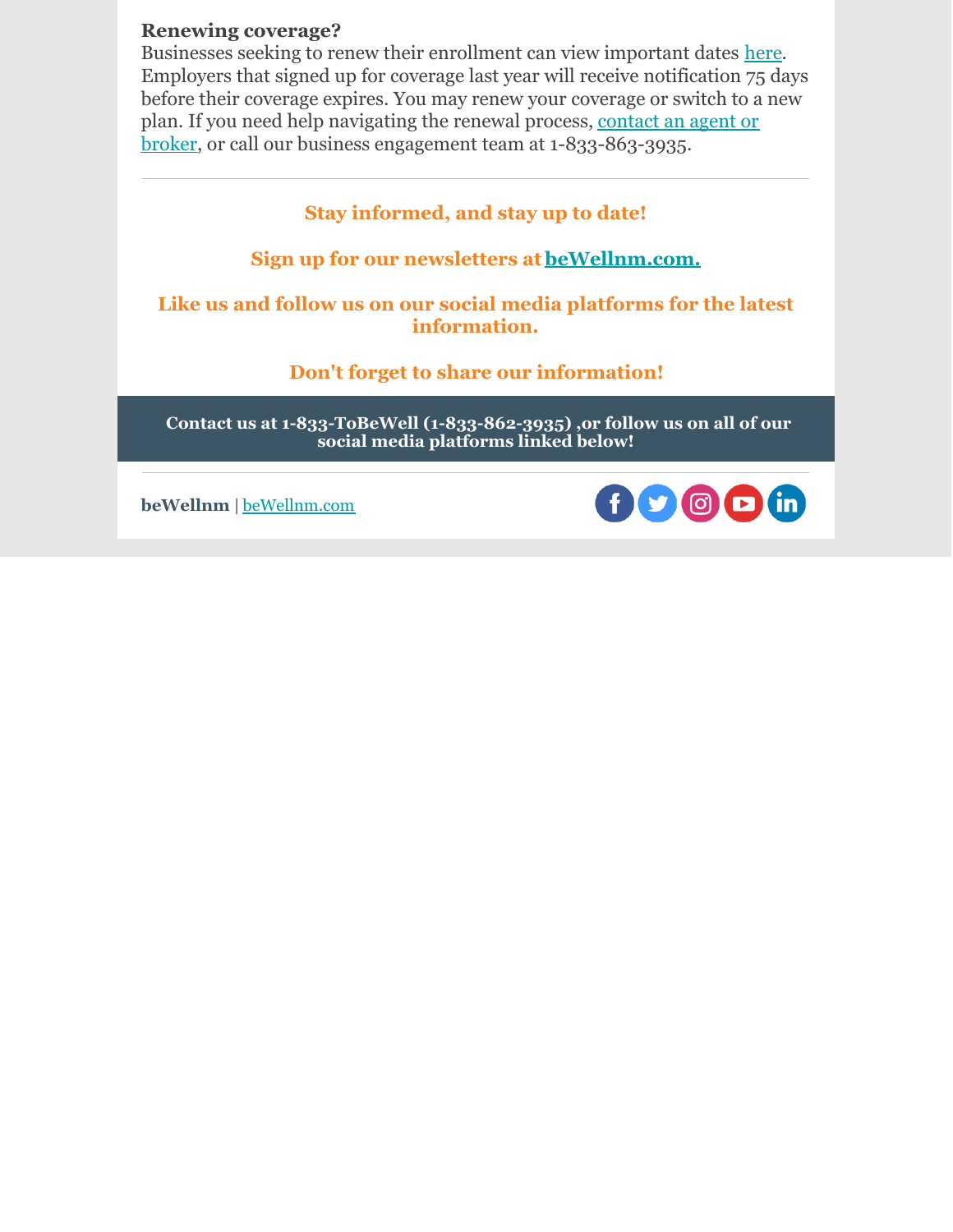**Renewing coverage?**
Businesses seeking to renew their enrollment can view important dates here. Employers that signed up for coverage last year will receive notification 75 days before their coverage expires. You may renew your coverage or switch to a new plan. If you need help navigating the renewal process, contact an agent or broker, or call our business engagement team at 1-833-863-3935.

---

**Stay informed, and stay up to date!**

**Sign up for our newsletters at beWellnm.com.**

**Like us and follow us on our social media platforms for the latest information.**

**Don't forget to share our information!**

**Contact us at 1-833-ToBeWell (1-833-862-3935) ,or follow us on all of our social media platforms linked below!**

---

**beWellnm** | beWellnm.com